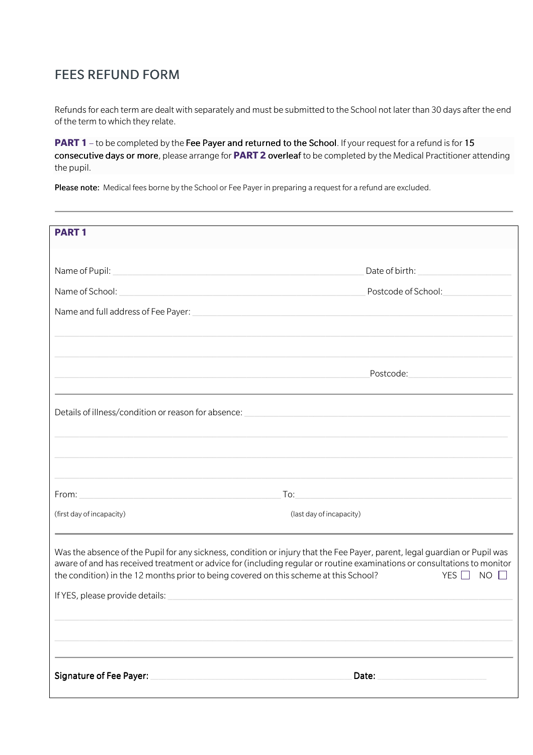# FEES REFUND FORM

Refunds for each term are dealt with separately and must be submitted to the School not later than 30 days after the end of the term to which they relate.

**PART 1** – to be completed by the Fee Payer and returned to the School. If your request for a refund is for 15 consecutive days or more, please arrange for **PART 2** overleaf to be completed by the Medical Practitioner attending the pupil.

**Please note:** Medical fees borne by the School or Fee Payer in preparing a request for a refund are excluded.

---

## PART 1

Name of Pupil: ______________________________ Date of birth: ______________

Name of School: ______________________________ Postcode of School: ______________

Name and full address of Fee Payer: ______________________________

______________________________

______________________________

______________________________ Postcode: ______________

---

Details of illness/condition or reason for absence: ______________________________

______________________________

______________________________

______________________________

From: ______________________________ To: ______________________________

(first day of incapacity) (last day of incapacity)

---

Was the absence of the Pupil for any sickness, condition or injury that the Fee Payer, parent, legal guardian or Pupil was aware of and has received treatment or advice for (including regular or routine examinations or consultations to monitor the condition) in the 12 months prior to being covered on this scheme at this School? YES ☐ NO ☐

If YES, please provide details: ______________________________

______________________________

______________________________

______________________________

---

**Signature of Fee Payer:** ______________________________ **Date:** ______________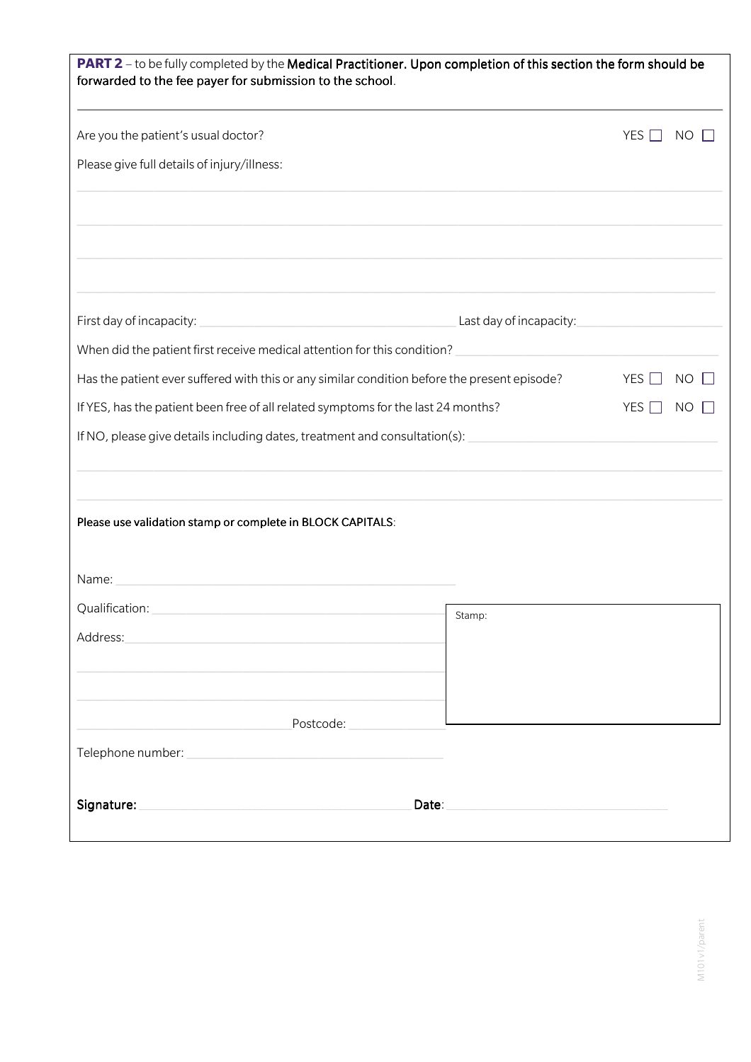**PART 2** – to be fully completed by the **Medical Practitioner. Upon completion of this section the form should be forwarded to the fee payer for submission to the school.**

Are you the patient's usual doctor? YES ☐ NO ☐

Please give full details of injury/illness:

First day of incapacity: ____________________ Last day of incapacity: ____________________

When did the patient first receive medical attention for this condition? ____________________

Has the patient ever suffered with this or any similar condition before the present episode? YES ☐ NO ☐

If YES, has the patient been free of all related symptoms for the last 24 months? YES ☐ NO ☐

If NO, please give details including dates, treatment and consultation(s): ____________________

**Please use validation stamp or complete in BLOCK CAPITALS:**

Name: ____________________

Qualification: ____________________

Stamp:

Address: ____________________

Postcode: ____________________

Telephone number: ____________________

**Signature:** ____________________ **Date:** ____________________

M101v1/parent